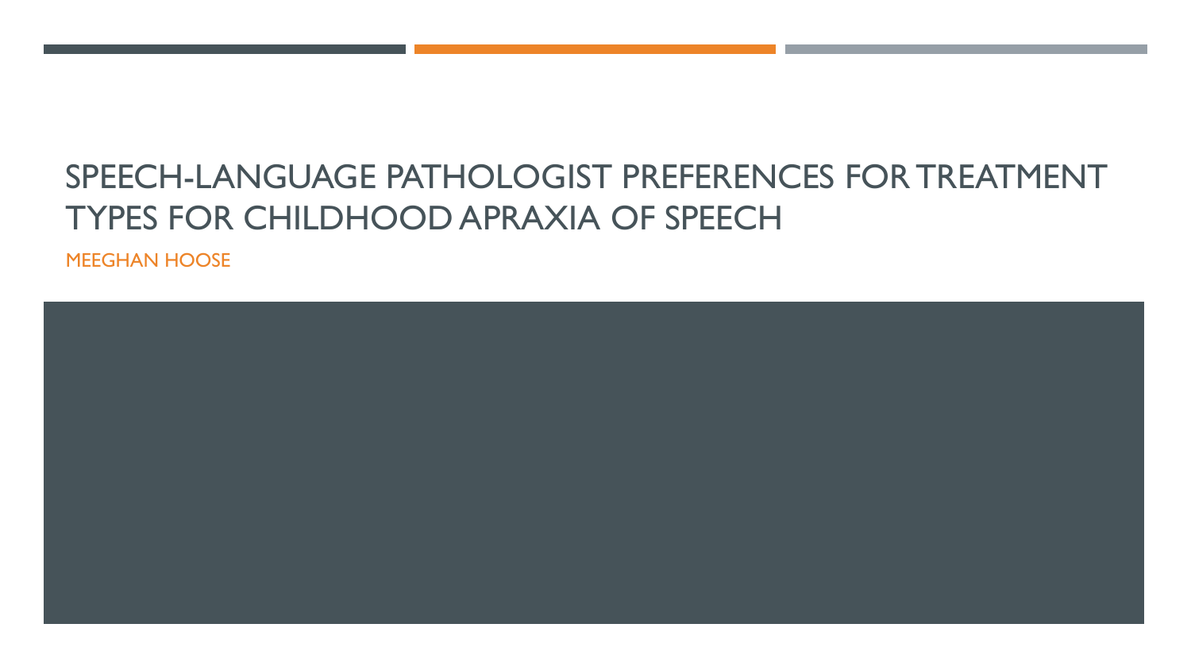# SPEECH-LANGUAGE PATHOLOGIST PREFERENCES FOR TREATMENT TYPES FOR CHILDHOOD APRAXIA OF SPEECH

MEEGHAN HOOSE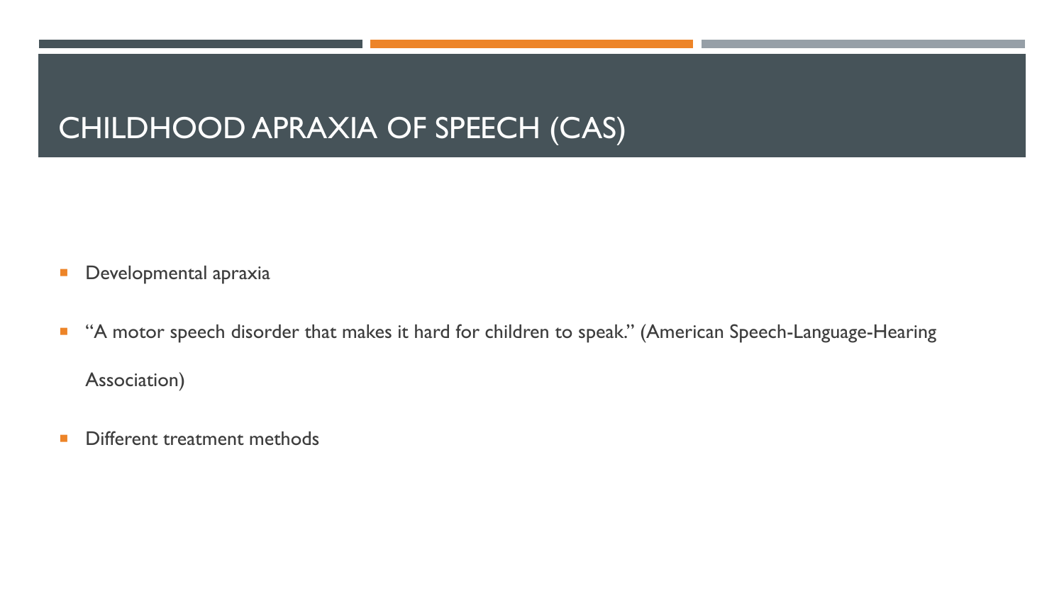# CHILDHOOD APRAXIA OF SPEECH (CAS)

- Developmental apraxia
- "A motor speech disorder that makes it hard for children to speak." (American Speech-Language-Hearing Association)
- Different treatment methods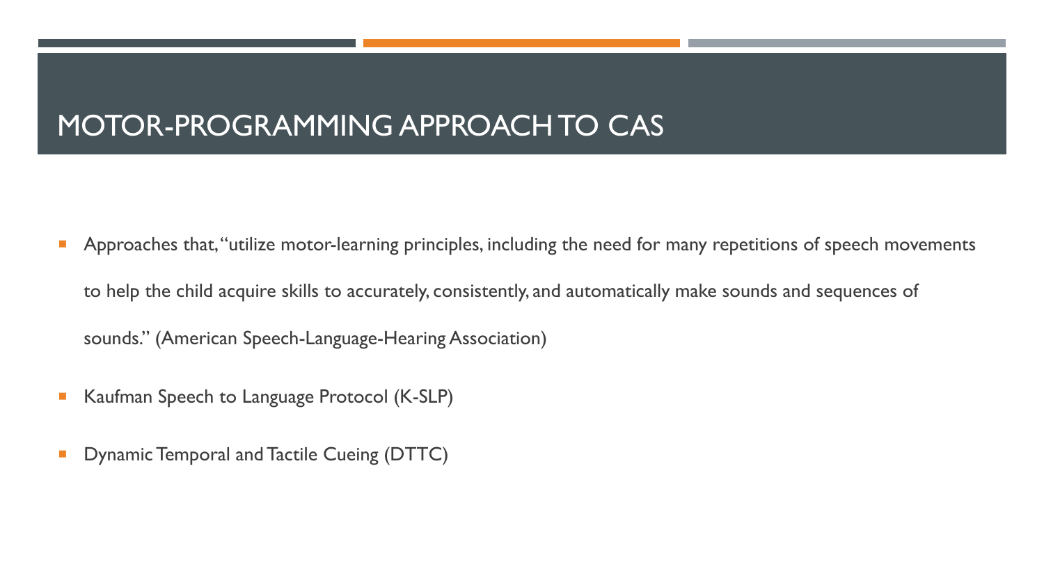# MOTOR-PROGRAMMING APPROACH TO CAS

- Approaches that, "utilize motor-learning principles, including the need for many repetitions of speech movements to help the child acquire skills to accurately, consistently, and automatically make sounds and sequences of sounds." (American Speech-Language-Hearing Association)
- Kaufman Speech to Language Protocol (K-SLP)
- Dynamic Temporal and Tactile Cueing (DTTC)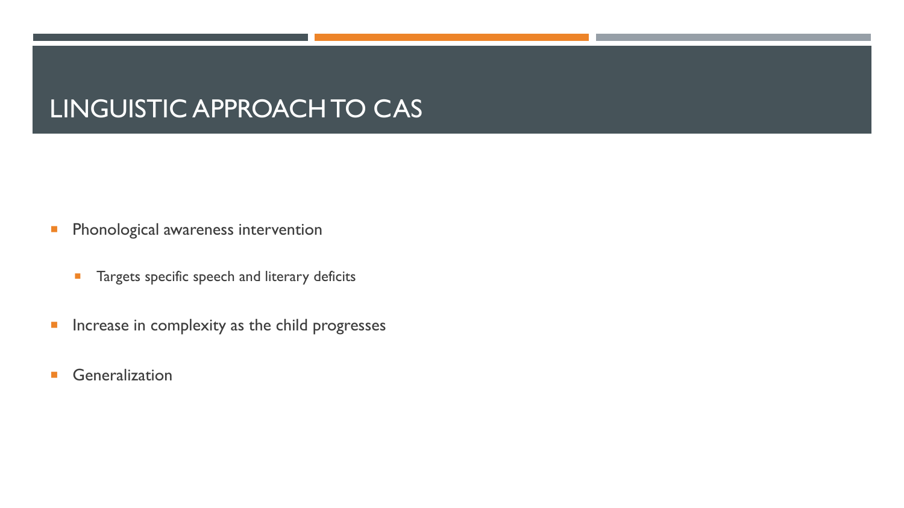# LINGUISTIC APPROACH TO CAS

- Phonological awareness intervention
  - Targets specific speech and literary deficits
- Increase in complexity as the child progresses
- Generalization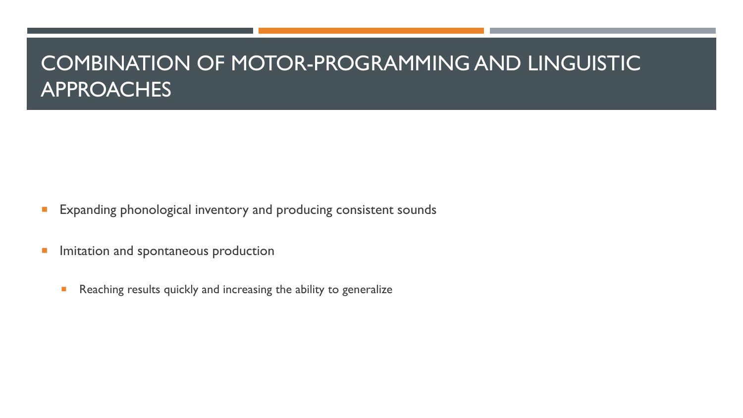# COMBINATION OF MOTOR-PROGRAMMING AND LINGUISTIC APPROACHES

- Expanding phonological inventory and producing consistent sounds
- Imitation and spontaneous production
  - Reaching results quickly and increasing the ability to generalize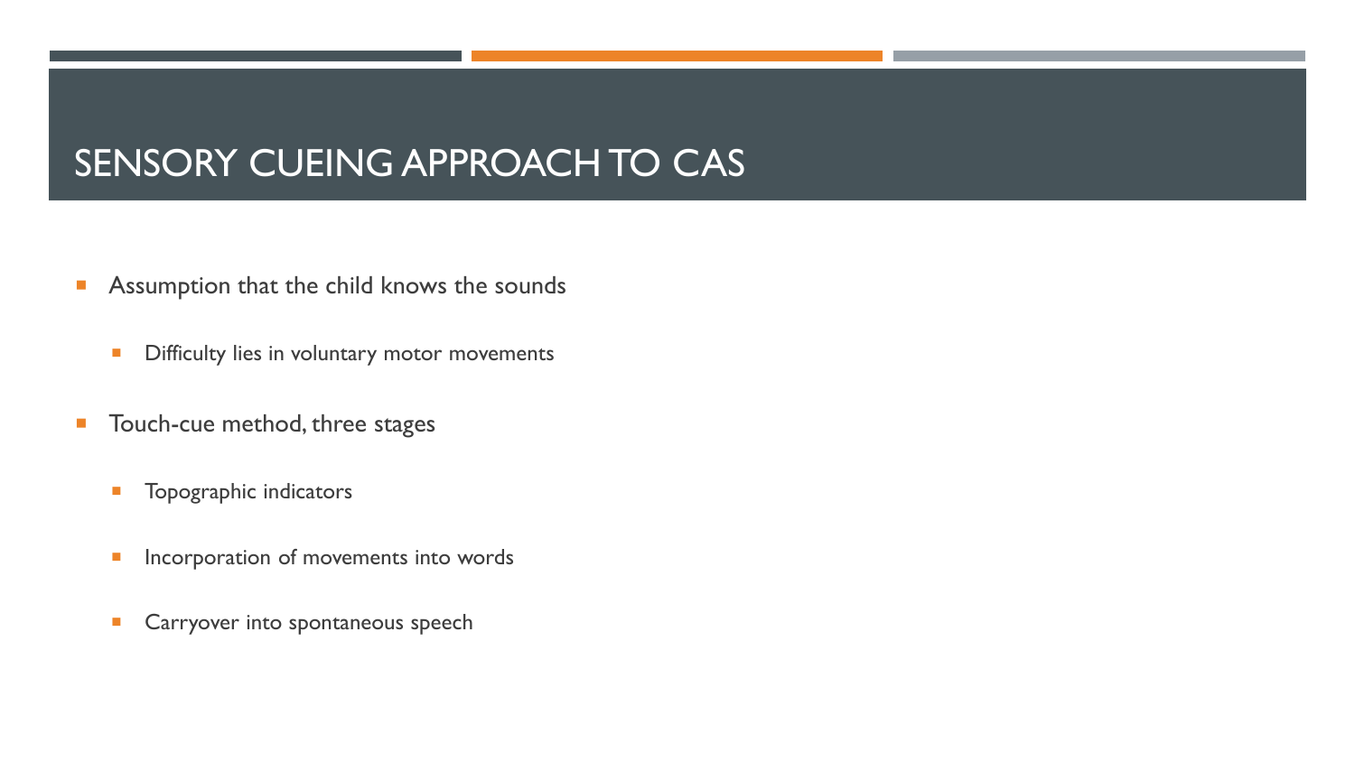# SENSORY CUEING APPROACH TO CAS

- Assumption that the child knows the sounds
  - Difficulty lies in voluntary motor movements
- Touch-cue method, three stages
  - Topographic indicators
  - Incorporation of movements into words
  - Carryover into spontaneous speech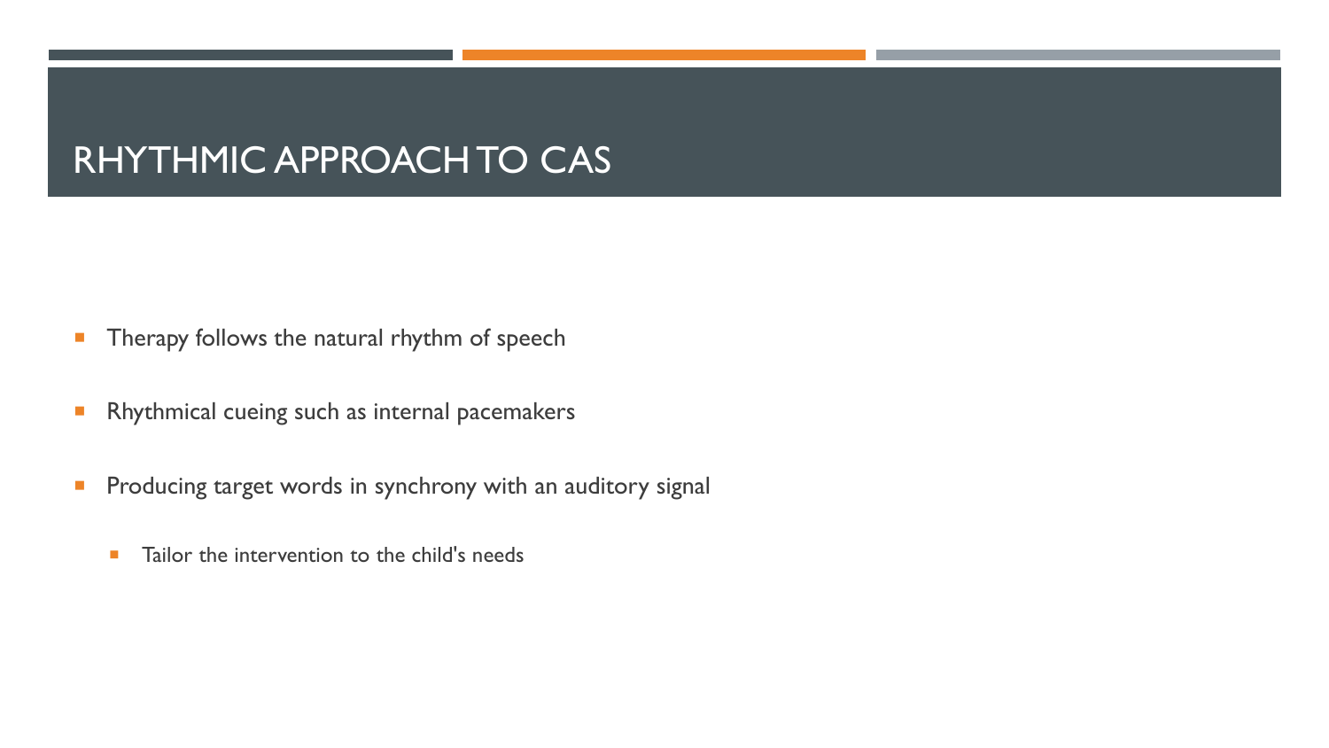# RHYTHMIC APPROACH TO CAS

- Therapy follows the natural rhythm of speech
- Rhythmical cueing such as internal pacemakers
- Producing target words in synchrony with an auditory signal
  - Tailor the intervention to the child's needs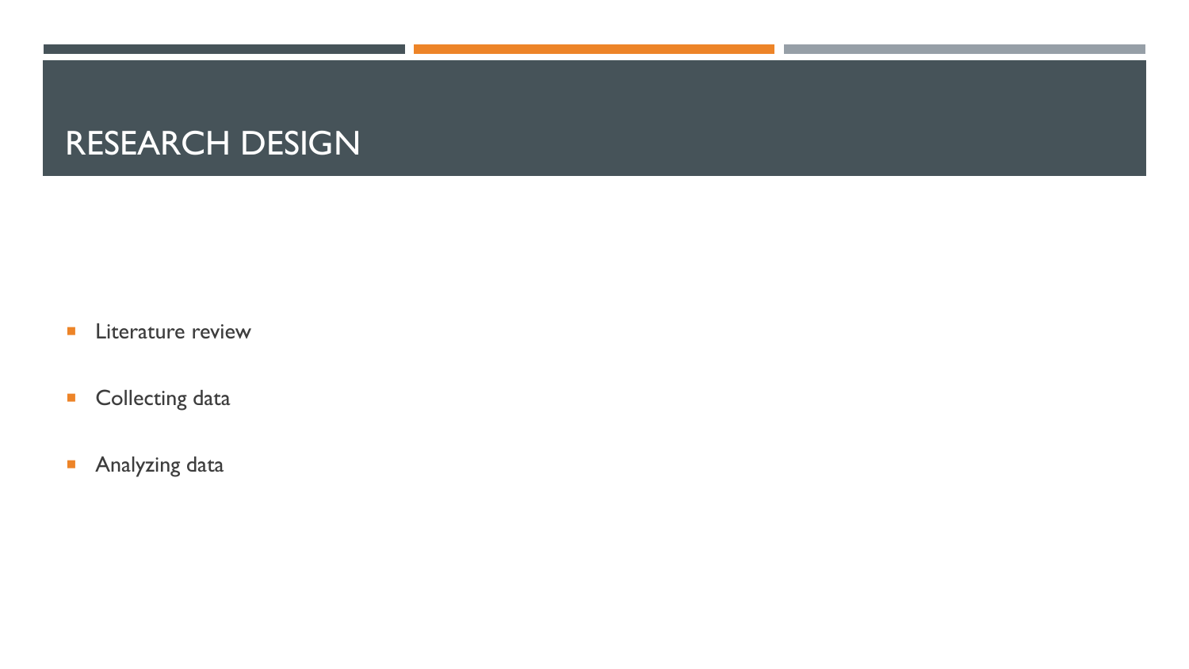# RESEARCH DESIGN

- Literature review
- Collecting data
- Analyzing data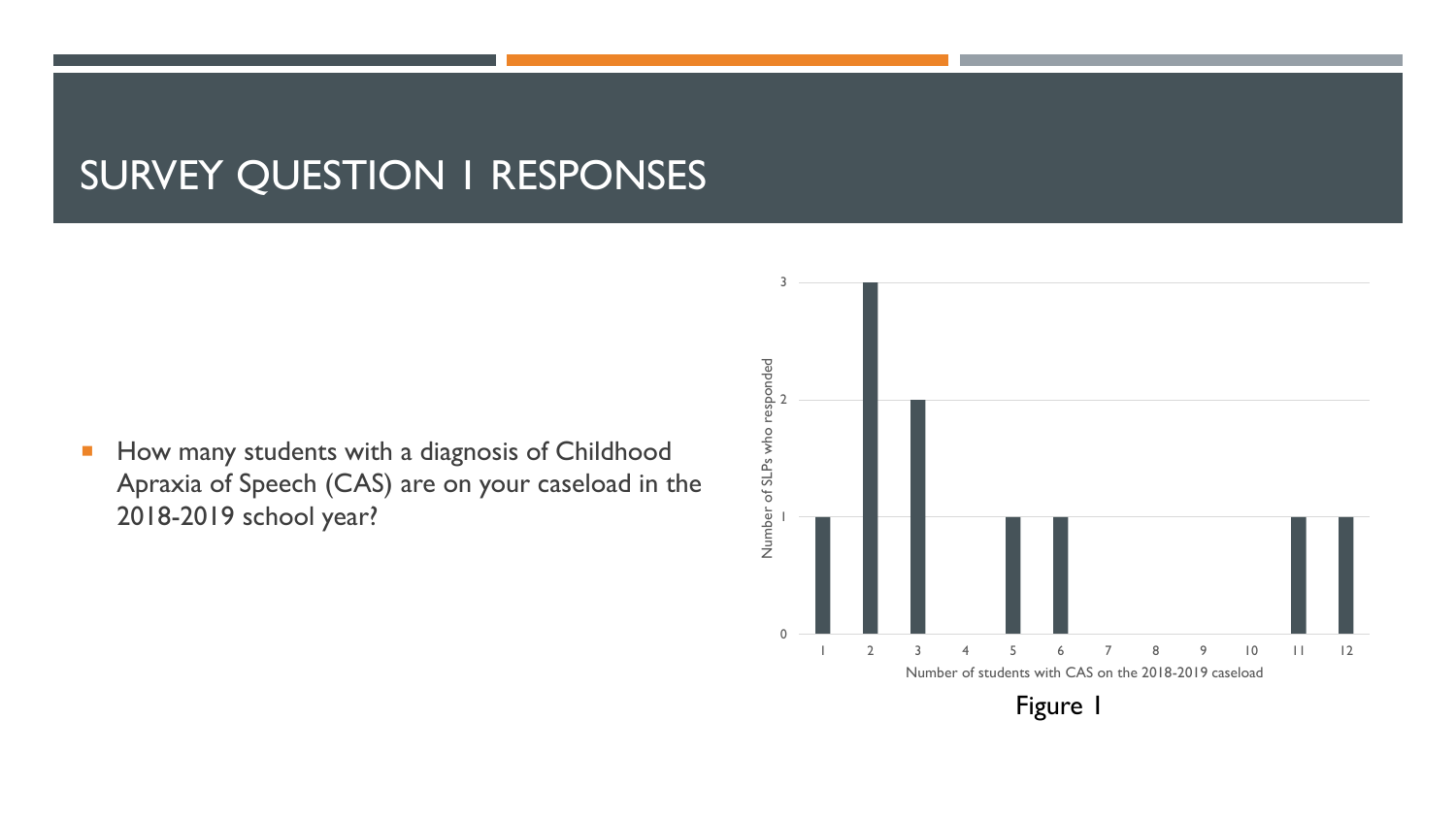# SURVEY QUESTION 1 RESPONSES

- How many students with a diagnosis of Childhood Apraxia of Speech (CAS) are on your caseload in the 2018-2019 school year?

| Number of students with CAS on the 2018-2019 caseload | Number of SLPs who responded |
|---|---|
| 1 | 1 |
| 2 | 3 |
| 3 | 2 |
| 4 | 0 |
| 5 | 1 |
| 6 | 1 |
| 7 | 0 |
| 8 | 0 |
| 9 | 0 |
| 10 | 0 |
| 11 | 1 |
| 12 | 1 |

Figure 1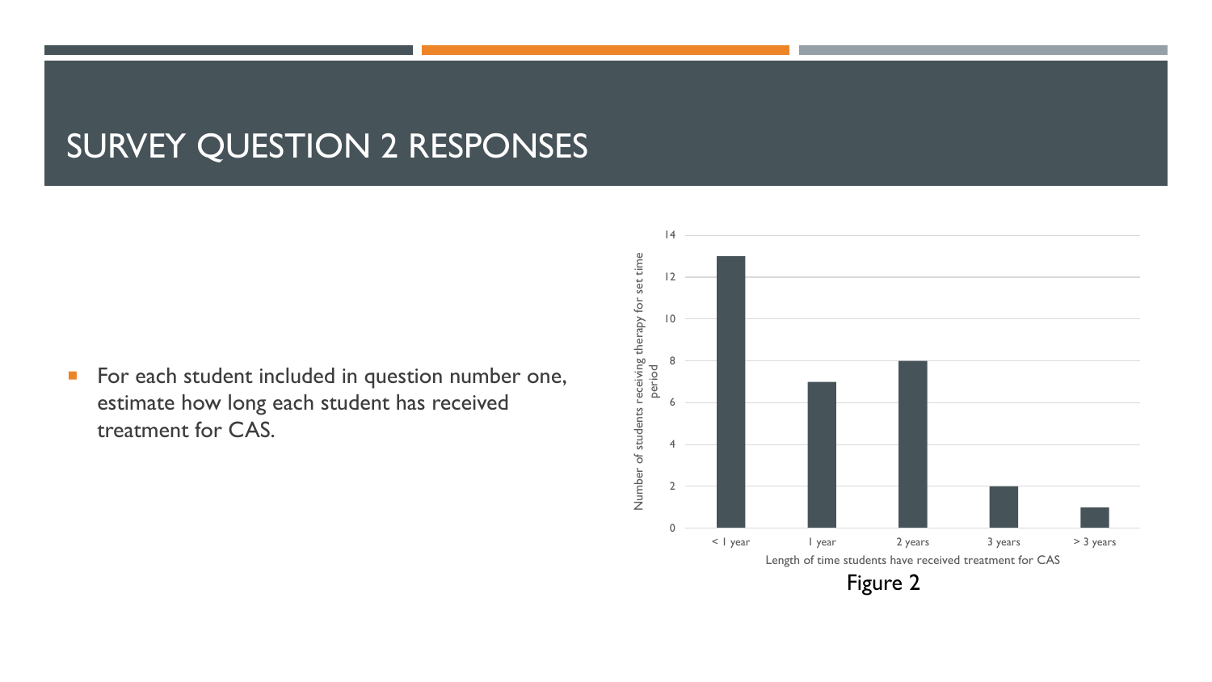# SURVEY QUESTION 2 RESPONSES

- For each student included in question number one, estimate how long each student has received treatment for CAS.

Figure 2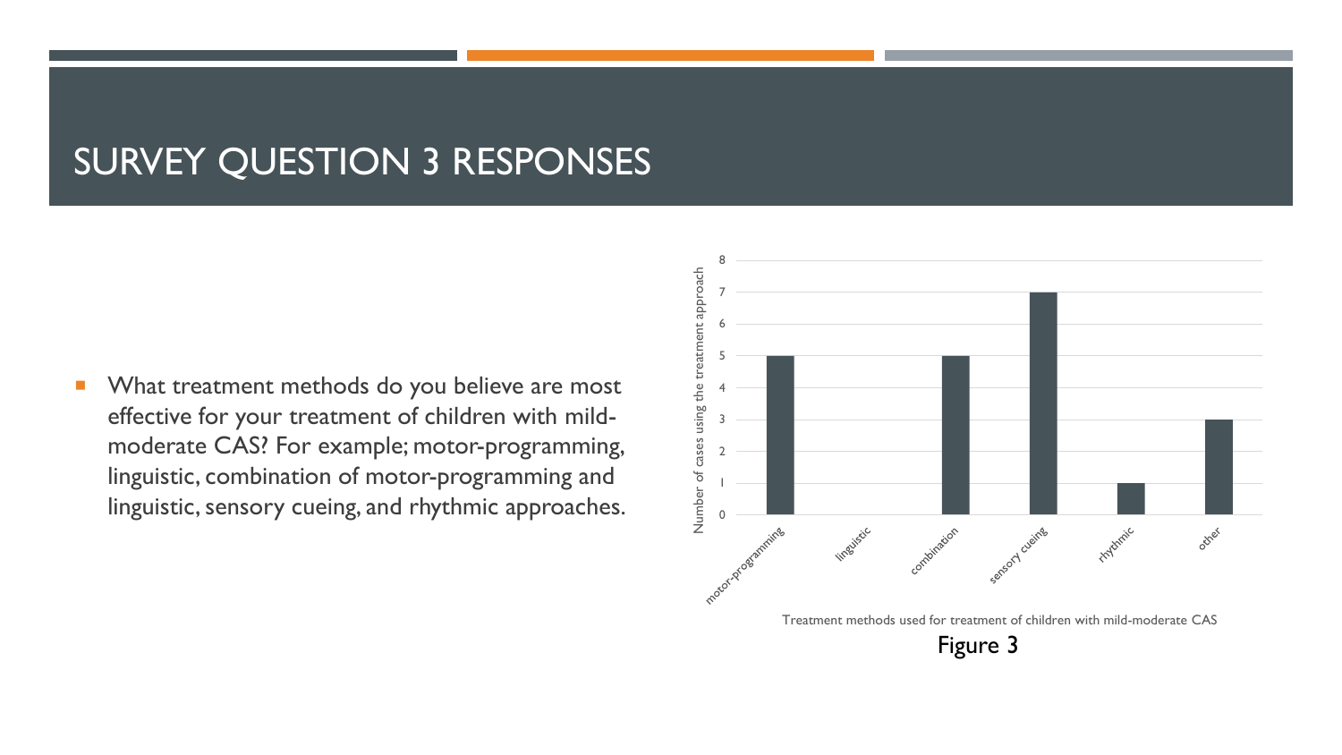# SURVEY QUESTION 3 RESPONSES

- What treatment methods do you believe are most effective for your treatment of children with mild-moderate CAS? For example; motor-programming, linguistic, combination of motor-programming and linguistic, sensory cueing, and rhythmic approaches.

| Treatment method | Number of cases using the treatment approach |
| --- | --- |
| motor-programming | 5 |
| linguistic | 0 |
| combination | 5 |
| sensory cueing | 7 |
| rhythmic | 1 |
| other | 3 |

Treatment methods used for treatment of children with mild-moderate CAS

Figure 3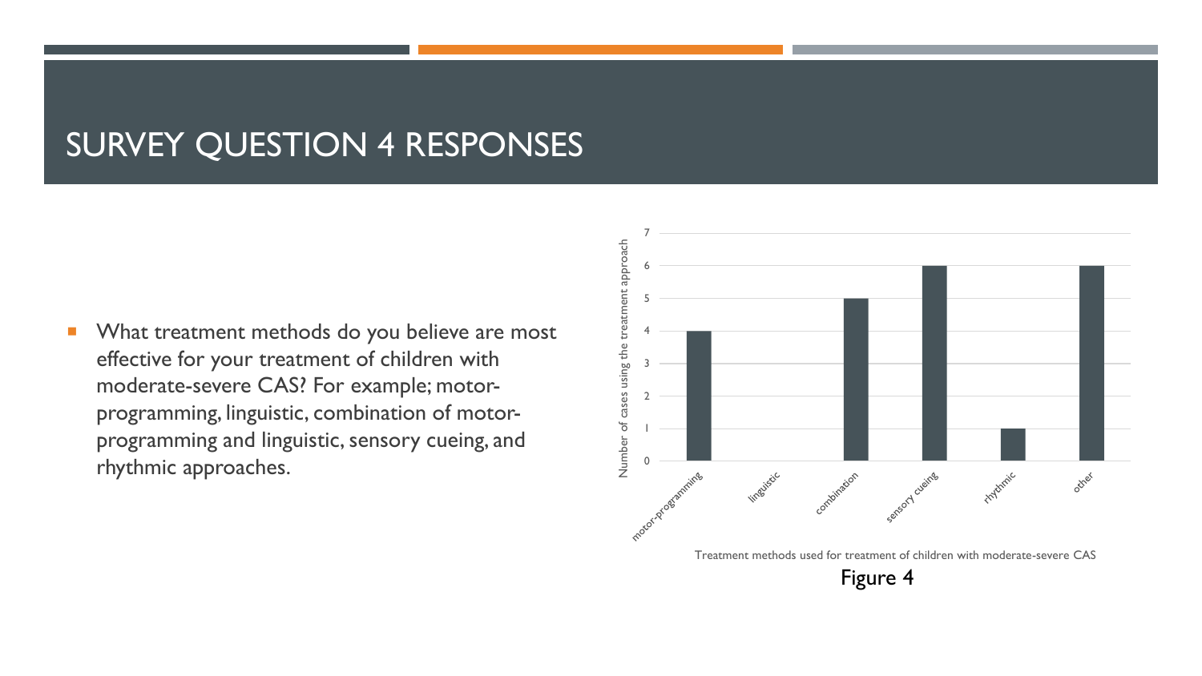# SURVEY QUESTION 4 RESPONSES

- What treatment methods do you believe are most effective for your treatment of children with moderate-severe CAS? For example; motor-programming, linguistic, combination of motor-programming and linguistic, sensory cueing, and rhythmic approaches.

| Treatment method | Number of cases using the treatment approach |
| --- | --- |
| motor-programming | 4 |
| linguistic | 0 |
| combination | 5 |
| sensory cueing | 6 |
| rhythmic | 1 |
| other | 6 |

Treatment methods used for treatment of children with moderate-severe CAS

Figure 4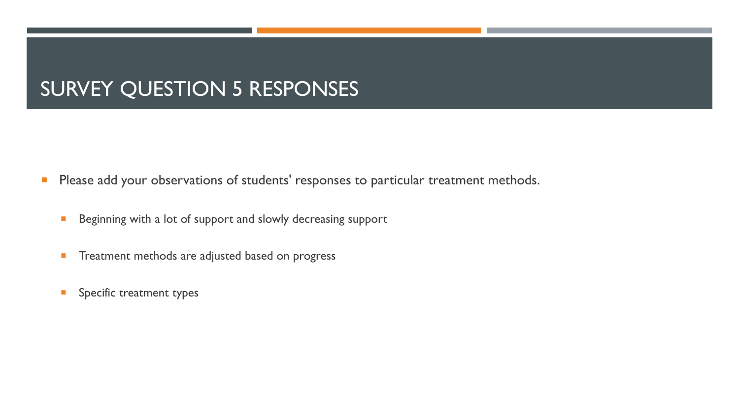# SURVEY QUESTION 5 RESPONSES

- Please add your observations of students' responses to particular treatment methods.
  - Beginning with a lot of support and slowly decreasing support
  - Treatment methods are adjusted based on progress
  - Specific treatment types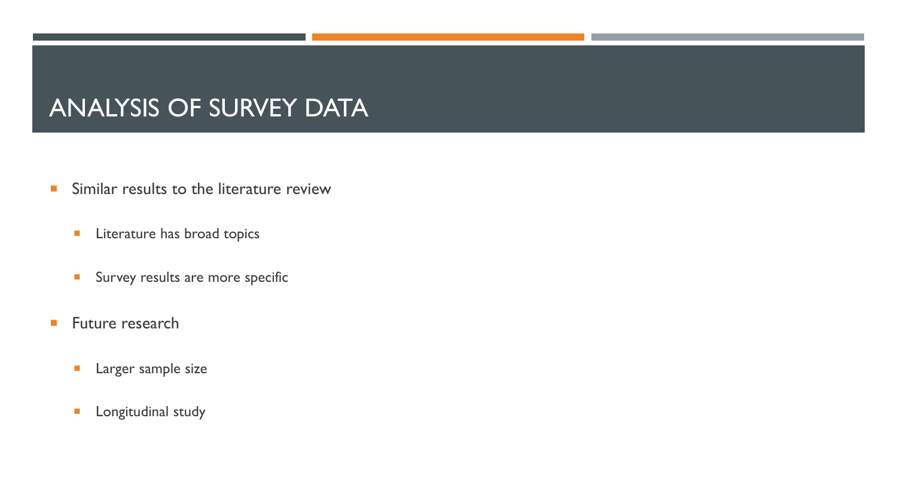# ANALYSIS OF SURVEY DATA

- Similar results to the literature review
  - Literature has broad topics
  - Survey results are more specific
- Future research
  - Larger sample size
  - Longitudinal study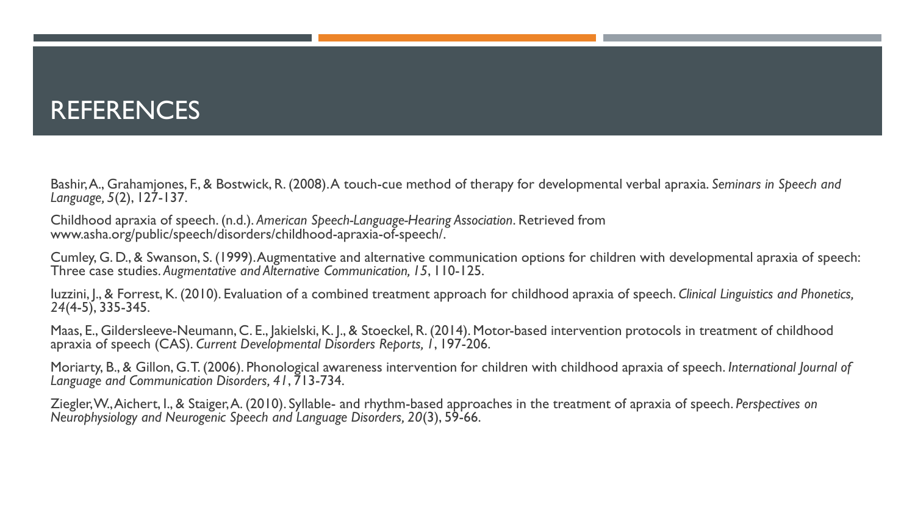# REFERENCES

Bashir, A., Grahamjones, F., & Bostwick, R. (2008). A touch-cue method of therapy for developmental verbal apraxia. *Seminars in Speech and Language, 5*(2), 127-137.

Childhood apraxia of speech. (n.d.). *American Speech-Language-Hearing Association*. Retrieved from www.asha.org/public/speech/disorders/childhood-apraxia-of-speech/.

Cumley, G. D., & Swanson, S. (1999). Augmentative and alternative communication options for children with developmental apraxia of speech: Three case studies. *Augmentative and Alternative Communication, 15*, 110-125.

Iuzzini, J., & Forrest, K. (2010). Evaluation of a combined treatment approach for childhood apraxia of speech. *Clinical Linguistics and Phonetics, 24*(4-5), 335-345.

Maas, E., Gildersleeve-Neumann, C. E., Jakielski, K. J., & Stoeckel, R. (2014). Motor-based intervention protocols in treatment of childhood apraxia of speech (CAS). *Current Developmental Disorders Reports, 1*, 197-206.

Moriarty, B., & Gillon, G. T. (2006). Phonological awareness intervention for children with childhood apraxia of speech. *International Journal of Language and Communication Disorders, 41*, 713-734.

Ziegler, W., Aichert, I., & Staiger, A. (2010). Syllable- and rhythm-based approaches in the treatment of apraxia of speech. *Perspectives on Neurophysiology and Neurogenic Speech and Language Disorders, 20*(3), 59-66.